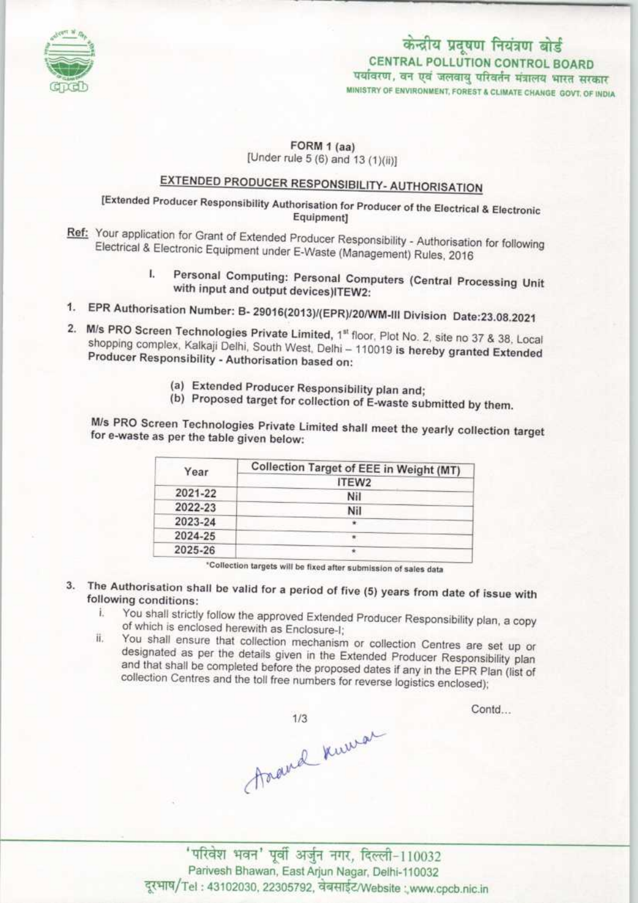केन्द्रीय प्रदूषण नियंत्रण बोर्ड
CENTRAL POLLUTION CONTROL BOARD
पर्यावरण, वन एवं जलवायु परिवर्तन मंत्रालय भारत सरकार
MINISTRY OF ENVIRONMENT, FOREST & CLIMATE CHANGE GOVT. OF INDIA

**FORM 1 (aa)**
[Under rule 5 (6) and 13 (1)(ii)]

## EXTENDED PRODUCER RESPONSIBILITY- AUTHORISATION

**[Extended Producer Responsibility Authorisation for Producer of the Electrical & Electronic Equipment]**

**Ref:** Your application for Grant of Extended Producer Responsibility - Authorisation for following Electrical & Electronic Equipment under E-Waste (Management) Rules, 2016

I. **Personal Computing: Personal Computers (Central Processing Unit with input and output devices)ITEW2:**

1. **EPR Authorisation Number: B- 29016(2013)/(EPR)/20/WM-III Division Date:23.08.2021**
2. **M/s PRO Screen Technologies Private Limited,** 1st floor, Plot No. 2, site no 37 & 38, Local shopping complex, Kalkaji Delhi, South West, Delhi – 110019 **is hereby granted Extended Producer Responsibility - Authorisation based on:**

   (a) **Extended Producer Responsibility plan and;**
   (b) **Proposed target for collection of E-waste submitted by them.**

   **M/s PRO Screen Technologies Private Limited shall meet the yearly collection target for e-waste as per the table given below:**

| Year | Collection Target of EEE in Weight (MT) |
|---|---|
| | ITEW2 |
| 2021-22 | Nil |
| 2022-23 | Nil |
| 2023-24 | * |
| 2024-25 | * |
| 2025-26 | * |

*Collection targets will be fixed after submission of sales data

3. **The Authorisation shall be valid for a period of five (5) years from date of issue with following conditions:**
   i. You shall strictly follow the approved Extended Producer Responsibility plan, a copy of which is enclosed herewith as Enclosure-I;
   ii. You shall ensure that collection mechanism or collection Centres are set up or designated as per the details given in the Extended Producer Responsibility plan and that shall be completed before the proposed dates if any in the EPR Plan (list of collection Centres and the toll free numbers for reverse logistics enclosed);

Contd...

Anand Kumar

'परिवेश भवन' पूर्वी अर्जुन नगर, दिल्ली-110032
Parivesh Bhawan, East Arjun Nagar, Delhi-110032
दूरभाष/Tel : 43102030, 22305792, वेबसाईट/Website : www.cpcb.nic.in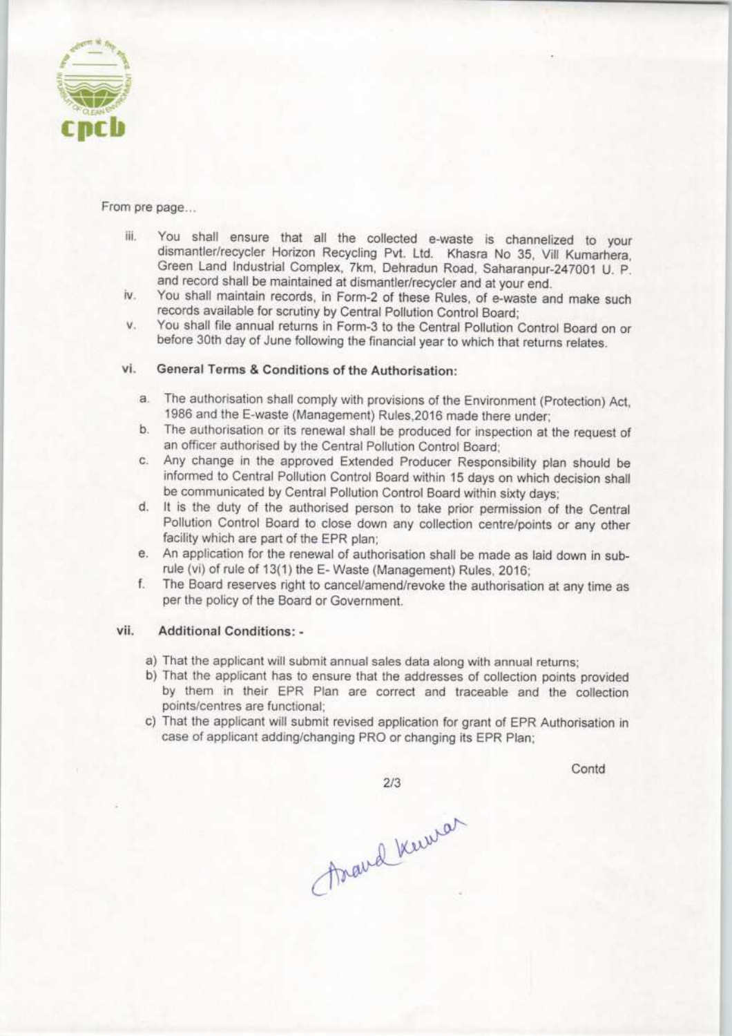From pre page...

iii. You shall ensure that all the collected e-waste is channelized to your dismantler/recycler Horizon Recycling Pvt. Ltd. Khasra No 35, Vill Kumarhera, Green Land Industrial Complex, 7km, Dehradun Road, Saharanpur-247001 U. P. and record shall be maintained at dismantler/recycler and at your end.

iv. You shall maintain records, in Form-2 of these Rules, of e-waste and make such records available for scrutiny by Central Pollution Control Board;

v. You shall file annual returns in Form-3 to the Central Pollution Control Board on or before 30th day of June following the financial year to which that returns relates.

vi. **General Terms & Conditions of the Authorisation:**

a. The authorisation shall comply with provisions of the Environment (Protection) Act, 1986 and the E-waste (Management) Rules,2016 made there under;

b. The authorisation or its renewal shall be produced for inspection at the request of an officer authorised by the Central Pollution Control Board;

c. Any change in the approved Extended Producer Responsibility plan should be informed to Central Pollution Control Board within 15 days on which decision shall be communicated by Central Pollution Control Board within sixty days;

d. It is the duty of the authorised person to take prior permission of the Central Pollution Control Board to close down any collection centre/points or any other facility which are part of the EPR plan;

e. An application for the renewal of authorisation shall be made as laid down in sub-rule (vi) of rule of 13(1) the E- Waste (Management) Rules, 2016;

f. The Board reserves right to cancel/amend/revoke the authorisation at any time as per the policy of the Board or Government.

vii. **Additional Conditions: -**

a) That the applicant will submit annual sales data along with annual returns;

b) That the applicant has to ensure that the addresses of collection points provided by them in their EPR Plan are correct and traceable and the collection points/centres are functional;

c) That the applicant will submit revised application for grant of EPR Authorisation in case of applicant adding/changing PRO or changing its EPR Plan;

Contd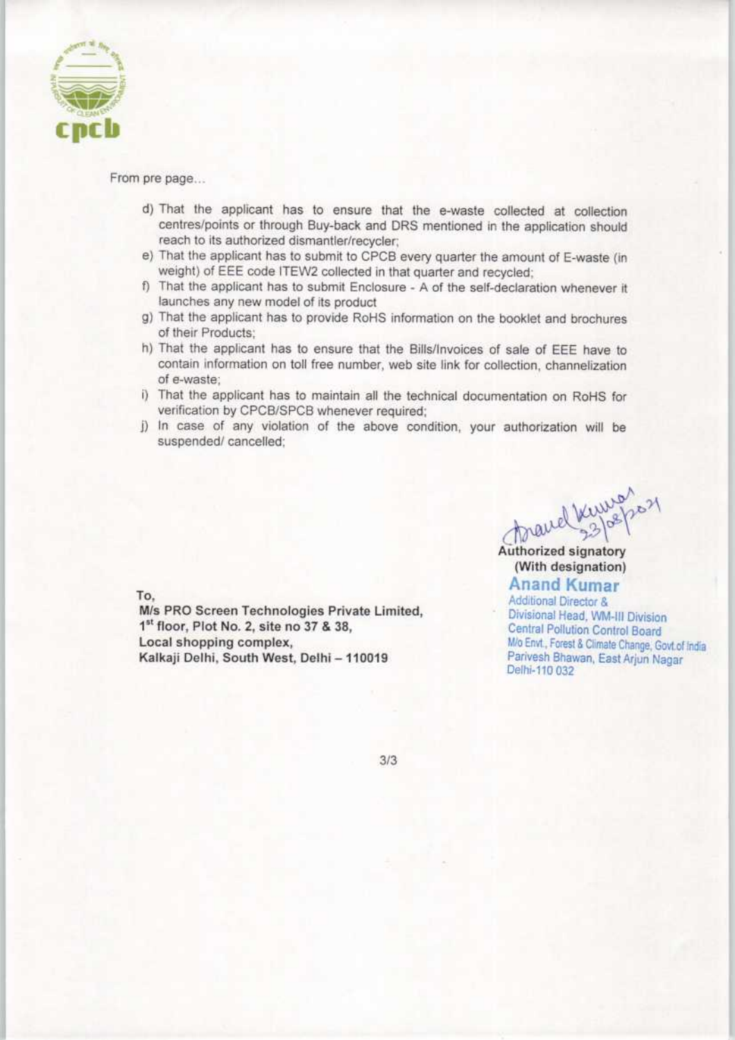From pre page...

d) That the applicant has to ensure that the e-waste collected at collection centres/points or through Buy-back and DRS mentioned in the application should reach to its authorized dismantler/recycler;
e) That the applicant has to submit to CPCB every quarter the amount of E-waste (in weight) of EEE code ITEW2 collected in that quarter and recycled;
f) That the applicant has to submit Enclosure - A of the self-declaration whenever it launches any new model of its product
g) That the applicant has to provide RoHS information on the booklet and brochures of their Products;
h) That the applicant has to ensure that the Bills/Invoices of sale of EEE have to contain information on toll free number, web site link for collection, channelization of e-waste;
i) That the applicant has to maintain all the technical documentation on RoHS for verification by CPCB/SPCB whenever required;
j) In case of any violation of the above condition, your authorization will be suspended/ cancelled;

Anand Kumar 23/08/2021

**Authorized signatory**
**(With designation)**

**Anand Kumar**
Additional Director &
Divisional Head, WM-III Division
Central Pollution Control Board
M/o Envt., Forest & Climate Change, Govt.of India
Parivesh Bhawan, East Arjun Nagar
Delhi-110 032

To,
**M/s PRO Screen Technologies Private Limited,**
**1st floor, Plot No. 2, site no 37 & 38,**
**Local shopping complex,**
**Kalkaji Delhi, South West, Delhi – 110019**